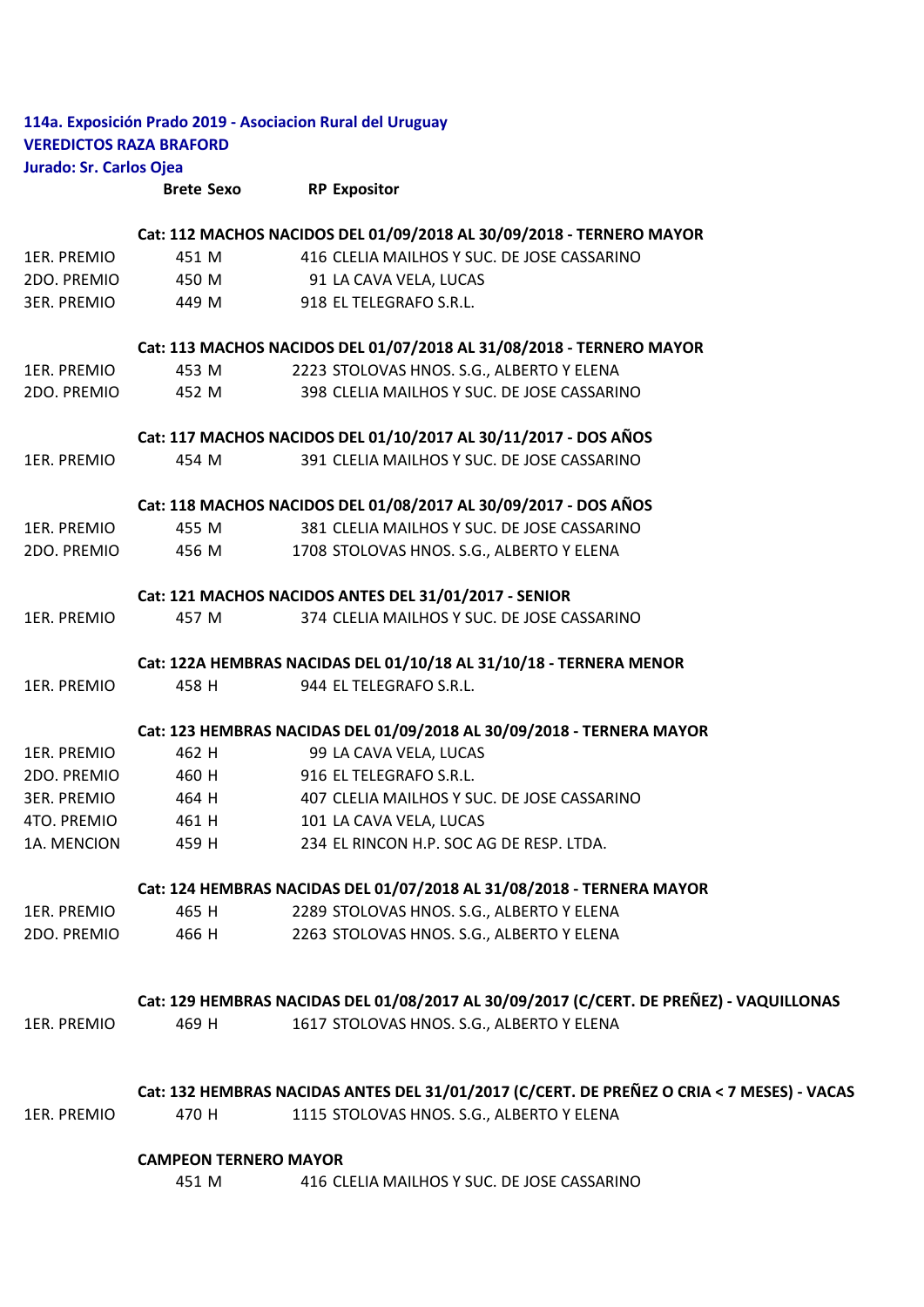**114a. Exposición Prado 2019 - Asociacion Rural del Uruguay**
**VEREDICTOS RAZA BRAFORD**
**Jurado: Sr. Carlos Ojea**

| | Brete | Sexo | RP | Expositor |
|---|---|---|---|---|
| | **Cat: 112 MACHOS NACIDOS DEL 01/09/2018 AL 30/09/2018 - TERNERO MAYOR** | | | |
| 1ER. PREMIO | 451 | M | 416 | CLELIA MAILHOS Y SUC. DE JOSE CASSARINO |
| 2DO. PREMIO | 450 | M | 91 | LA CAVA VELA, LUCAS |
| 3ER. PREMIO | 449 | M | 918 | EL TELEGRAFO S.R.L. |
| | **Cat: 113 MACHOS NACIDOS DEL 01/07/2018 AL 31/08/2018 - TERNERO MAYOR** | | | |
| 1ER. PREMIO | 453 | M | 2223 | STOLOVAS HNOS. S.G., ALBERTO Y ELENA |
| 2DO. PREMIO | 452 | M | 398 | CLELIA MAILHOS Y SUC. DE JOSE CASSARINO |
| | **Cat: 117 MACHOS NACIDOS DEL 01/10/2017 AL 30/11/2017 - DOS AÑOS** | | | |
| 1ER. PREMIO | 454 | M | 391 | CLELIA MAILHOS Y SUC. DE JOSE CASSARINO |
| | **Cat: 118 MACHOS NACIDOS DEL 01/08/2017 AL 30/09/2017 - DOS AÑOS** | | | |
| 1ER. PREMIO | 455 | M | 381 | CLELIA MAILHOS Y SUC. DE JOSE CASSARINO |
| 2DO. PREMIO | 456 | M | 1708 | STOLOVAS HNOS. S.G., ALBERTO Y ELENA |
| | **Cat: 121 MACHOS NACIDOS ANTES DEL 31/01/2017 - SENIOR** | | | |
| 1ER. PREMIO | 457 | M | 374 | CLELIA MAILHOS Y SUC. DE JOSE CASSARINO |
| | **Cat: 122A HEMBRAS NACIDAS DEL 01/10/18 AL 31/10/18 - TERNERA MENOR** | | | |
| 1ER. PREMIO | 458 | H | 944 | EL TELEGRAFO S.R.L. |
| | **Cat: 123 HEMBRAS NACIDAS DEL 01/09/2018 AL 30/09/2018 - TERNERA MAYOR** | | | |
| 1ER. PREMIO | 462 | H | 99 | LA CAVA VELA, LUCAS |
| 2DO. PREMIO | 460 | H | 916 | EL TELEGRAFO S.R.L. |
| 3ER. PREMIO | 464 | H | 407 | CLELIA MAILHOS Y SUC. DE JOSE CASSARINO |
| 4TO. PREMIO | 461 | H | 101 | LA CAVA VELA, LUCAS |
| 1A. MENCION | 459 | H | 234 | EL RINCON H.P. SOC AG DE RESP. LTDA. |
| | **Cat: 124 HEMBRAS NACIDAS DEL 01/07/2018 AL 31/08/2018 - TERNERA MAYOR** | | | |
| 1ER. PREMIO | 465 | H | 2289 | STOLOVAS HNOS. S.G., ALBERTO Y ELENA |
| 2DO. PREMIO | 466 | H | 2263 | STOLOVAS HNOS. S.G., ALBERTO Y ELENA |
| | **Cat: 129 HEMBRAS NACIDAS DEL 01/08/2017 AL 30/09/2017 (C/CERT. DE PREÑEZ) - VAQUILLONAS** | | | |
| 1ER. PREMIO | 469 | H | 1617 | STOLOVAS HNOS. S.G., ALBERTO Y ELENA |
| | **Cat: 132 HEMBRAS NACIDAS ANTES DEL 31/01/2017 (C/CERT. DE PREÑEZ O CRIA < 7 MESES) - VACAS** | | | |
| 1ER. PREMIO | 470 | H | 1115 | STOLOVAS HNOS. S.G., ALBERTO Y ELENA |
| | **CAMPEON TERNERO MAYOR** | | | |
| | 451 | M | 416 | CLELIA MAILHOS Y SUC. DE JOSE CASSARINO |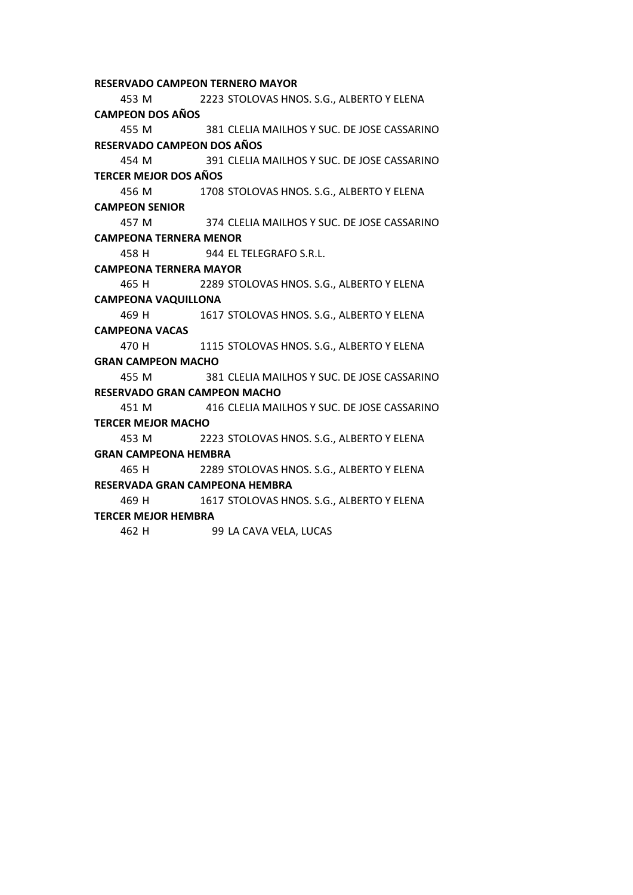**RESERVADO CAMPEON TERNERO MAYOR**

453 M 2223 STOLOVAS HNOS. S.G., ALBERTO Y ELENA

**CAMPEON DOS AÑOS**

455 M 381 CLELIA MAILHOS Y SUC. DE JOSE CASSARINO

**RESERVADO CAMPEON DOS AÑOS**

454 M 391 CLELIA MAILHOS Y SUC. DE JOSE CASSARINO

**TERCER MEJOR DOS AÑOS**

456 M 1708 STOLOVAS HNOS. S.G., ALBERTO Y ELENA

**CAMPEON SENIOR**

457 M 374 CLELIA MAILHOS Y SUC. DE JOSE CASSARINO

**CAMPEONA TERNERA MENOR**

458 H 944 EL TELEGRAFO S.R.L.

**CAMPEONA TERNERA MAYOR**

465 H 2289 STOLOVAS HNOS. S.G., ALBERTO Y ELENA

**CAMPEONA VAQUILLONA**

469 H 1617 STOLOVAS HNOS. S.G., ALBERTO Y ELENA

**CAMPEONA VACAS**

470 H 1115 STOLOVAS HNOS. S.G., ALBERTO Y ELENA

**GRAN CAMPEON MACHO**

455 M 381 CLELIA MAILHOS Y SUC. DE JOSE CASSARINO

**RESERVADO GRAN CAMPEON MACHO**

451 M 416 CLELIA MAILHOS Y SUC. DE JOSE CASSARINO

**TERCER MEJOR MACHO**

453 M 2223 STOLOVAS HNOS. S.G., ALBERTO Y ELENA

**GRAN CAMPEONA HEMBRA**

465 H 2289 STOLOVAS HNOS. S.G., ALBERTO Y ELENA

**RESERVADA GRAN CAMPEONA HEMBRA**

469 H 1617 STOLOVAS HNOS. S.G., ALBERTO Y ELENA

**TERCER MEJOR HEMBRA**

462 H 99 LA CAVA VELA, LUCAS